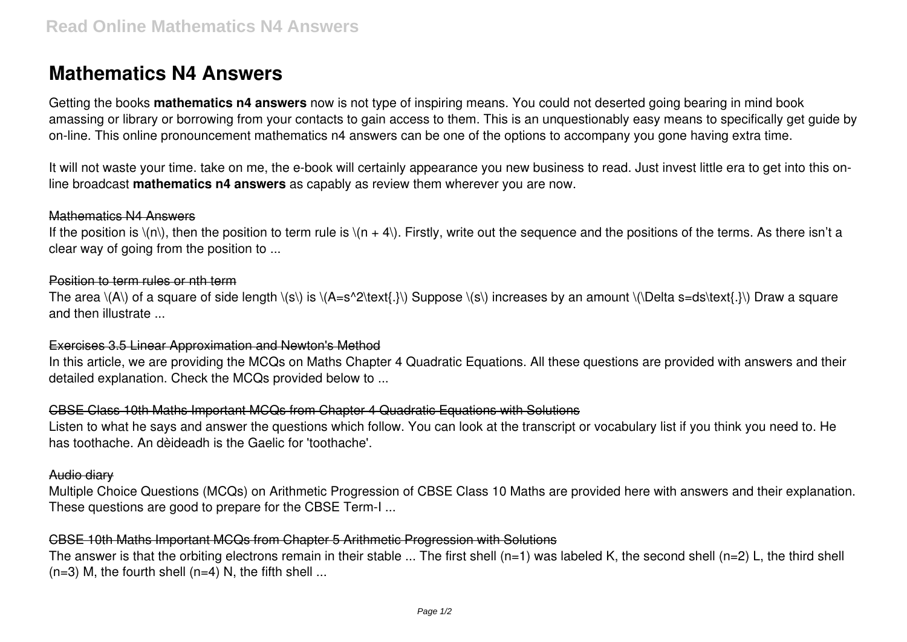# Mathematics N4 Answers

Getting the books **mathematics n4 answers** now is not type of inspiring means. You could not deserted going bearing in mind book amassing or library or borrowing from your contacts to gain access to them. This is an unquestionably easy means to specifically get guide by on-line. This online pronouncement mathematics n4 answers can be one of the options to accompany you gone having extra time.

It will not waste your time. take on me, the e-book will certainly appearance you new business to read. Just invest little era to get into this on-line broadcast **mathematics n4 answers** as capably as review them wherever you are now.

## Mathematics N4 Answers

If the position is $n$, then the position to term rule is $n + 4$. Firstly, write out the sequence and the positions of the terms. As there isn't a clear way of going from the position to ...

## Position to term rules or nth term

The area $A$ of a square of side length $s$ is $A=s^2\text{.}$ Suppose $s$ increases by an amount $\Delta s=ds\text{.}$ Draw a square and then illustrate ...

## Exercises 3.5 Linear Approximation and Newton's Method

In this article, we are providing the MCQs on Maths Chapter 4 Quadratic Equations. All these questions are provided with answers and their detailed explanation. Check the MCQs provided below to ...

## CBSE Class 10th Maths Important MCQs from Chapter 4 Quadratic Equations with Solutions

Listen to what he says and answer the questions which follow. You can look at the transcript or vocabulary list if you think you need to. He has toothache. An dèideadh is the Gaelic for 'toothache'.

## Audio diary

Multiple Choice Questions (MCQs) on Arithmetic Progression of CBSE Class 10 Maths are provided here with answers and their explanation. These questions are good to prepare for the CBSE Term-I ...

## CBSE 10th Maths Important MCQs from Chapter 5 Arithmetic Progression with Solutions

The answer is that the orbiting electrons remain in their stable ... The first shell ($n=1$) was labeled K, the second shell ($n=2$) L, the third shell ($n=3$) M, the fourth shell ($n=4$) N, the fifth shell ...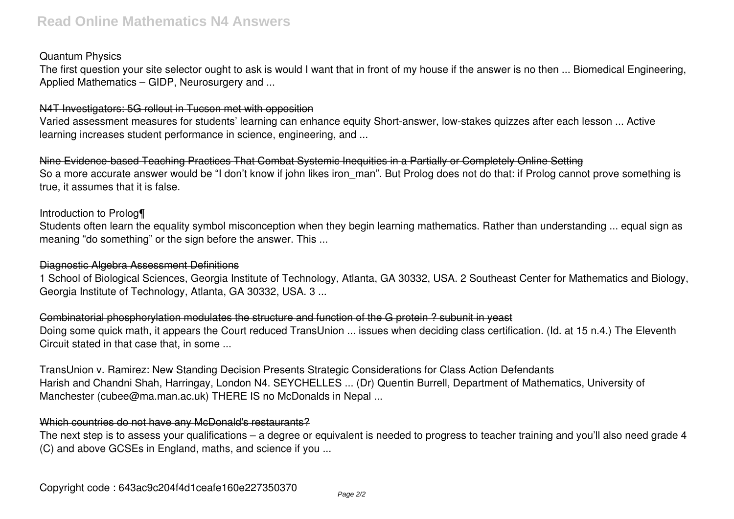### Quantum Physics

The first question your site selector ought to ask is would I want that in front of my house if the answer is no then ... Biomedical Engineering, Applied Mathematics – GIDP, Neurosurgery and ...

### N4T Investigators: 5G rollout in Tucson met with opposition

Varied assessment measures for students' learning can enhance equity Short-answer, low-stakes quizzes after each lesson ... Active learning increases student performance in science, engineering, and ...

### Nine Evidence-based Teaching Practices That Combat Systemic Inequities in a Partially or Completely Online Setting

So a more accurate answer would be "I don't know if john likes iron_man". But Prolog does not do that: if Prolog cannot prove something is true, it assumes that it is false.

### Introduction to Prolog¶

Students often learn the equality symbol misconception when they begin learning mathematics. Rather than understanding ... equal sign as meaning "do something" or the sign before the answer. This ...

### Diagnostic Algebra Assessment Definitions

1 School of Biological Sciences, Georgia Institute of Technology, Atlanta, GA 30332, USA. 2 Southeast Center for Mathematics and Biology, Georgia Institute of Technology, Atlanta, GA 30332, USA. 3 ...

### Combinatorial phosphorylation modulates the structure and function of the G protein ? subunit in yeast

Doing some quick math, it appears the Court reduced TransUnion ... issues when deciding class certification. (Id. at 15 n.4.) The Eleventh Circuit stated in that case that, in some ...

### TransUnion v. Ramirez: New Standing Decision Presents Strategic Considerations for Class Action Defendants

Harish and Chandni Shah, Harringay, London N4. SEYCHELLES ... (Dr) Quentin Burrell, Department of Mathematics, University of Manchester (cubee@ma.man.ac.uk) THERE IS no McDonalds in Nepal ...

### Which countries do not have any McDonald's restaurants?

The next step is to assess your qualifications – a degree or equivalent is needed to progress to teacher training and you'll also need grade 4 (C) and above GCSEs in England, maths, and science if you ...

Copyright code : 643ac9c204f4d1ceafe160e227350370